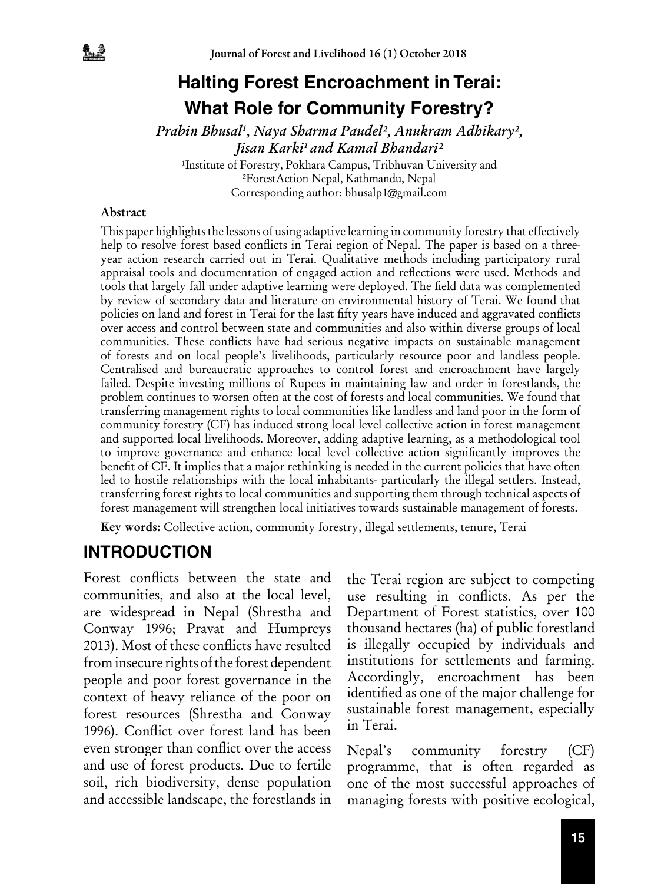# Halting Forest Encroachment in Terai: What Role for Community Forestry?

*Prabin Bhusal[1], Naya Sharma Paudel[2], Anukram Adhikary[2], Jisan Karki[1] and Kamal Bhandari[2]*

[1]Institute of Forestry, Pokhara Campus, Tribhuvan University and
[2]ForestAction Nepal, Kathmandu, Nepal
Corresponding author: bhusalp1@gmail.com

### Abstract

This paper highlights the lessons of using adaptive learning in community forestry that effectively help to resolve forest based conflicts in Terai region of Nepal. The paper is based on a three-year action research carried out in Terai. Qualitative methods including participatory rural appraisal tools and documentation of engaged action and reflections were used. Methods and tools that largely fall under adaptive learning were deployed. The field data was complemented by review of secondary data and literature on environmental history of Terai. We found that policies on land and forest in Terai for the last fifty years have induced and aggravated conflicts over access and control between state and communities and also within diverse groups of local communities. These conflicts have had serious negative impacts on sustainable management of forests and on local people's livelihoods, particularly resource poor and landless people. Centralised and bureaucratic approaches to control forest and encroachment have largely failed. Despite investing millions of Rupees in maintaining law and order in forestlands, the problem continues to worsen often at the cost of forests and local communities. We found that transferring management rights to local communities like landless and land poor in the form of community forestry (CF) has induced strong local level collective action in forest management and supported local livelihoods. Moreover, adding adaptive learning, as a methodological tool to improve governance and enhance local level collective action significantly improves the benefit of CF. It implies that a major rethinking is needed in the current policies that have often led to hostile relationships with the local inhabitants- particularly the illegal settlers. Instead, transferring forest rights to local communities and supporting them through technical aspects of forest management will strengthen local initiatives towards sustainable management of forests.

**Key words:** Collective action, community forestry, illegal settlements, tenure, Terai

## INTRODUCTION

Forest conflicts between the state and communities, and also at the local level, are widespread in Nepal (Shrestha and Conway 1996; Pravat and Humpreys 2013). Most of these conflicts have resulted from insecure rights of the forest dependent people and poor forest governance in the context of heavy reliance of the poor on forest resources (Shrestha and Conway 1996). Conflict over forest land has been even stronger than conflict over the access and use of forest products. Due to fertile soil, rich biodiversity, dense population and accessible landscape, the forestlands in the Terai region are subject to competing use resulting in conflicts. As per the Department of Forest statistics, over 100 thousand hectares (ha) of public forestland is illegally occupied by individuals and institutions for settlements and farming. Accordingly, encroachment has been identified as one of the major challenge for sustainable forest management, especially in Terai.

Nepal's community forestry (CF) programme, that is often regarded as one of the most successful approaches of managing forests with positive ecological,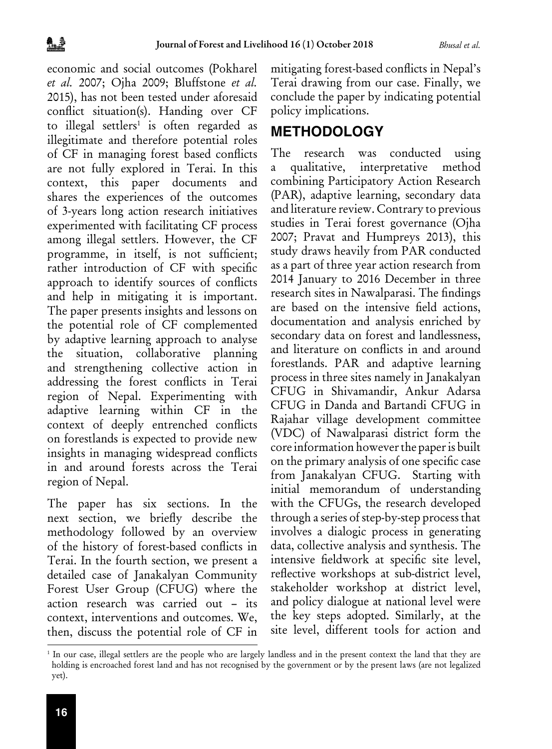economic and social outcomes (Pokharel *et al.* 2007; Ojha 2009; Bluffstone *et al.* 2015), has not been tested under aforesaid conflict situation(s). Handing over CF to illegal settlers[1] is often regarded as illegitimate and therefore potential roles of CF in managing forest based conflicts are not fully explored in Terai. In this context, this paper documents and shares the experiences of the outcomes of 3-years long action research initiatives experimented with facilitating CF process among illegal settlers. However, the CF programme, in itself, is not sufficient; rather introduction of CF with specific approach to identify sources of conflicts and help in mitigating it is important. The paper presents insights and lessons on the potential role of CF complemented by adaptive learning approach to analyse the situation, collaborative planning and strengthening collective action in addressing the forest conflicts in Terai region of Nepal. Experimenting with adaptive learning within CF in the context of deeply entrenched conflicts on forestlands is expected to provide new insights in managing widespread conflicts in and around forests across the Terai region of Nepal.

The paper has six sections. In the next section, we briefly describe the methodology followed by an overview of the history of forest-based conflicts in Terai. In the fourth section, we present a detailed case of Janakalyan Community Forest User Group (CFUG) where the action research was carried out – its context, interventions and outcomes. We, then, discuss the potential role of CF in mitigating forest-based conflicts in Nepal's Terai drawing from our case. Finally, we conclude the paper by indicating potential policy implications.

## METHODOLOGY

The research was conducted using a qualitative, interpretative method combining Participatory Action Research (PAR), adaptive learning, secondary data and literature review. Contrary to previous studies in Terai forest governance (Ojha 2007; Pravat and Humpreys 2013), this study draws heavily from PAR conducted as a part of three year action research from 2014 January to 2016 December in three research sites in Nawalparasi. The findings are based on the intensive field actions, documentation and analysis enriched by secondary data on forest and landlessness, and literature on conflicts in and around forestlands. PAR and adaptive learning process in three sites namely in Janakalyan CFUG in Shivamandir, Ankur Adarsa CFUG in Danda and Bartandi CFUG in Rajahar village development committee (VDC) of Nawalparasi district form the core information however the paper is built on the primary analysis of one specific case from Janakalyan CFUG. Starting with initial memorandum of understanding with the CFUGs, the research developed through a series of step-by-step process that involves a dialogic process in generating data, collective analysis and synthesis. The intensive fieldwork at specific site level, reflective workshops at sub-district level, stakeholder workshop at district level, and policy dialogue at national level were the key steps adopted. Similarly, at the site level, different tools for action and

[1] In our case, illegal settlers are the people who are largely landless and in the present context the land that they are holding is encroached forest land and has not recognised by the government or by the present laws (are not legalized yet).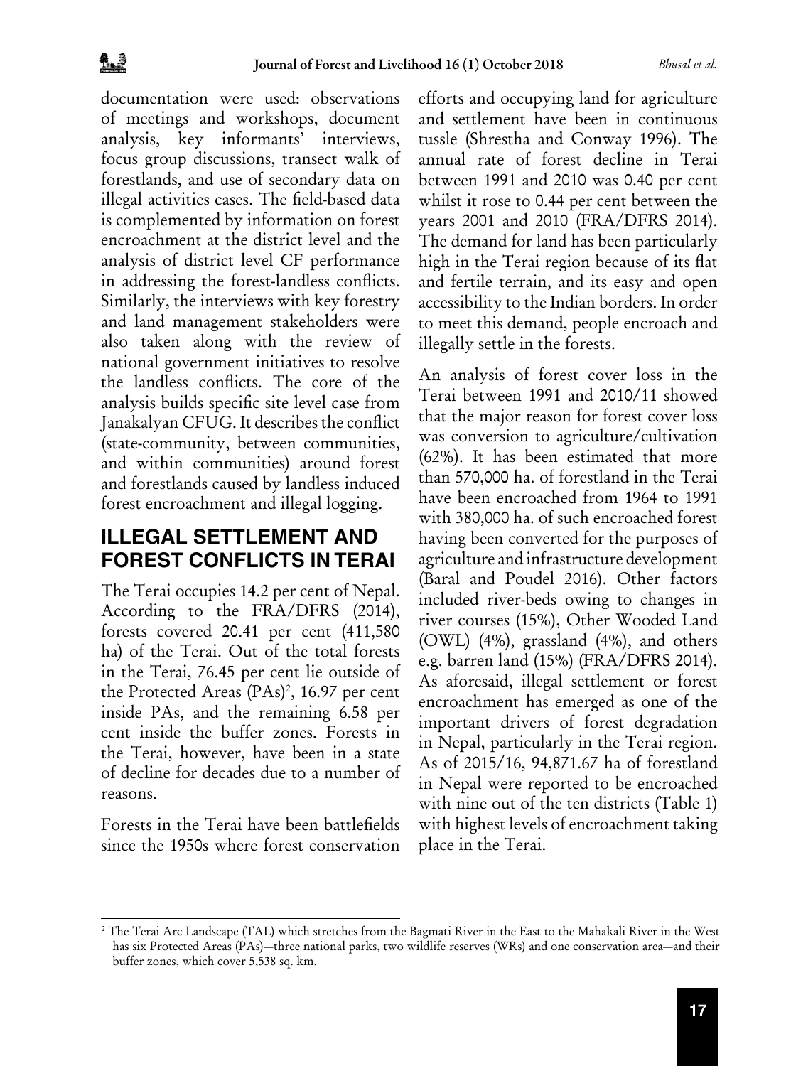documentation were used: observations of meetings and workshops, document analysis, key informants' interviews, focus group discussions, transect walk of forestlands, and use of secondary data on illegal activities cases. The field-based data is complemented by information on forest encroachment at the district level and the analysis of district level CF performance in addressing the forest-landless conflicts. Similarly, the interviews with key forestry and land management stakeholders were also taken along with the review of national government initiatives to resolve the landless conflicts. The core of the analysis builds specific site level case from Janakalyan CFUG. It describes the conflict (state-community, between communities, and within communities) around forest and forestlands caused by landless induced forest encroachment and illegal logging.

## ILLEGAL SETTLEMENT AND FOREST CONFLICTS IN TERAI

The Terai occupies 14.2 per cent of Nepal. According to the FRA/DFRS (2014), forests covered 20.41 per cent (411,580 ha) of the Terai. Out of the total forests in the Terai, 76.45 per cent lie outside of the Protected Areas (PAs)[2], 16.97 per cent inside PAs, and the remaining 6.58 per cent inside the buffer zones. Forests in the Terai, however, have been in a state of decline for decades due to a number of reasons.

Forests in the Terai have been battlefields since the 1950s where forest conservation efforts and occupying land for agriculture and settlement have been in continuous tussle (Shrestha and Conway 1996). The annual rate of forest decline in Terai between 1991 and 2010 was 0.40 per cent whilst it rose to 0.44 per cent between the years 2001 and 2010 (FRA/DFRS 2014). The demand for land has been particularly high in the Terai region because of its flat and fertile terrain, and its easy and open accessibility to the Indian borders. In order to meet this demand, people encroach and illegally settle in the forests.

An analysis of forest cover loss in the Terai between 1991 and 2010/11 showed that the major reason for forest cover loss was conversion to agriculture/cultivation (62%). It has been estimated that more than 570,000 ha. of forestland in the Terai have been encroached from 1964 to 1991 with 380,000 ha. of such encroached forest having been converted for the purposes of agriculture and infrastructure development (Baral and Poudel 2016). Other factors included river-beds owing to changes in river courses (15%), Other Wooded Land (OWL) (4%), grassland (4%), and others e.g. barren land (15%) (FRA/DFRS 2014). As aforesaid, illegal settlement or forest encroachment has emerged as one of the important drivers of forest degradation in Nepal, particularly in the Terai region. As of 2015/16, 94,871.67 ha of forestland in Nepal were reported to be encroached with nine out of the ten districts (Table 1) with highest levels of encroachment taking place in the Terai.

---

[2] The Terai Arc Landscape (TAL) which stretches from the Bagmati River in the East to the Mahakali River in the West has six Protected Areas (PAs)—three national parks, two wildlife reserves (WRs) and one conservation area—and their buffer zones, which cover 5,538 sq. km.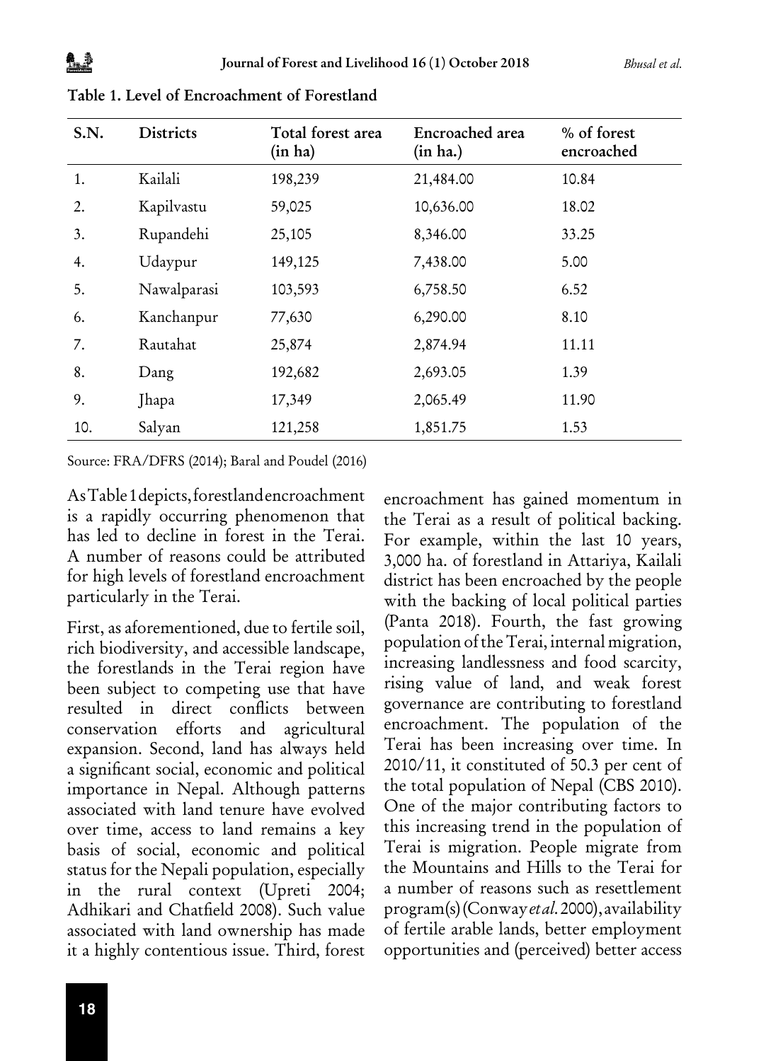Table 1. Level of Encroachment of Forestland

| S.N. | Districts | Total forest area (in ha) | Encroached area (in ha.) | % of forest encroached |
|---|---|---|---|---|
| 1. | Kailali | 198,239 | 21,484.00 | 10.84 |
| 2. | Kapilvastu | 59,025 | 10,636.00 | 18.02 |
| 3. | Rupandehi | 25,105 | 8,346.00 | 33.25 |
| 4. | Udaypur | 149,125 | 7,438.00 | 5.00 |
| 5. | Nawalparasi | 103,593 | 6,758.50 | 6.52 |
| 6. | Kanchanpur | 77,630 | 6,290.00 | 8.10 |
| 7. | Rautahat | 25,874 | 2,874.94 | 11.11 |
| 8. | Dang | 192,682 | 2,693.05 | 1.39 |
| 9. | Jhapa | 17,349 | 2,065.49 | 11.90 |
| 10. | Salyan | 121,258 | 1,851.75 | 1.53 |

Source: FRA/DFRS (2014); Baral and Poudel (2016)

As Table 1 depicts, forestland encroachment is a rapidly occurring phenomenon that has led to decline in forest in the Terai. A number of reasons could be attributed for high levels of forestland encroachment particularly in the Terai.

First, as aforementioned, due to fertile soil, rich biodiversity, and accessible landscape, the forestlands in the Terai region have been subject to competing use that have resulted in direct conflicts between conservation efforts and agricultural expansion. Second, land has always held a significant social, economic and political importance in Nepal. Although patterns associated with land tenure have evolved over time, access to land remains a key basis of social, economic and political status for the Nepali population, especially in the rural context (Upreti 2004; Adhikari and Chatfield 2008). Such value associated with land ownership has made it a highly contentious issue. Third, forest encroachment has gained momentum in the Terai as a result of political backing. For example, within the last 10 years, 3,000 ha. of forestland in Attariya, Kailali district has been encroached by the people with the backing of local political parties (Panta 2018). Fourth, the fast growing population of the Terai, internal migration, increasing landlessness and food scarcity, rising value of land, and weak forest governance are contributing to forestland encroachment. The population of the Terai has been increasing over time. In 2010/11, it constituted of 50.3 per cent of the total population of Nepal (CBS 2010). One of the major contributing factors to this increasing trend in the population of Terai is migration. People migrate from the Mountains and Hills to the Terai for a number of reasons such as resettlement program(s) (Conway *et al.* 2000), availability of fertile arable lands, better employment opportunities and (perceived) better access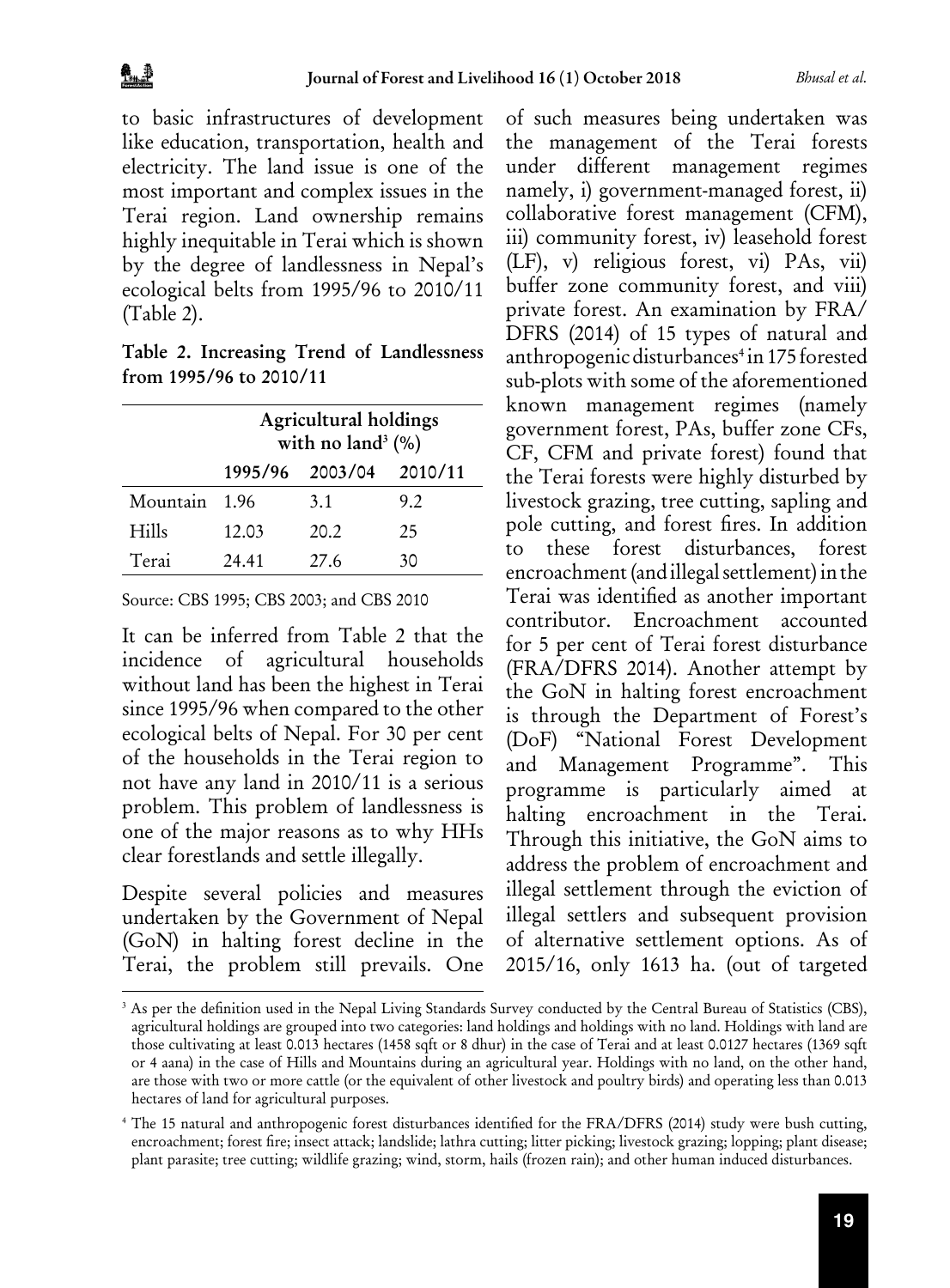to basic infrastructures of development like education, transportation, health and electricity. The land issue is one of the most important and complex issues in the Terai region. Land ownership remains highly inequitable in Terai which is shown by the degree of landlessness in Nepal's ecological belts from 1995/96 to 2010/11 (Table 2).

**Table 2. Increasing Trend of Landlessness from 1995/96 to 2010/11**

| | Agricultural holdings with no land[3] (%) | | |
|---|---|---|---|
| | 1995/96 | 2003/04 | 2010/11 |
| Mountain | 1.96 | 3.1 | 9.2 |
| Hills | 12.03 | 20.2 | 25 |
| Terai | 24.41 | 27.6 | 30 |

Source: CBS 1995; CBS 2003; and CBS 2010

It can be inferred from Table 2 that the incidence of agricultural households without land has been the highest in Terai since 1995/96 when compared to the other ecological belts of Nepal. For 30 per cent of the households in the Terai region to not have any land in 2010/11 is a serious problem. This problem of landlessness is one of the major reasons as to why HHs clear forestlands and settle illegally.

Despite several policies and measures undertaken by the Government of Nepal (GoN) in halting forest decline in the Terai, the problem still prevails. One of such measures being undertaken was the management of the Terai forests under different management regimes namely, i) government-managed forest, ii) collaborative forest management (CFM), iii) community forest, iv) leasehold forest (LF), v) religious forest, vi) PAs, vii) buffer zone community forest, and viii) private forest. An examination by FRA/DFRS (2014) of 15 types of natural and anthropogenic disturbances[4] in 175 forested sub-plots with some of the aforementioned known management regimes (namely government forest, PAs, buffer zone CFs, CF, CFM and private forest) found that the Terai forests were highly disturbed by livestock grazing, tree cutting, sapling and pole cutting, and forest fires. In addition to these forest disturbances, forest encroachment (and illegal settlement) in the Terai was identified as another important contributor. Encroachment accounted for 5 per cent of Terai forest disturbance (FRA/DFRS 2014). Another attempt by the GoN in halting forest encroachment is through the Department of Forest's (DoF) "National Forest Development and Management Programme". This programme is particularly aimed at halting encroachment in the Terai. Through this initiative, the GoN aims to address the problem of encroachment and illegal settlement through the eviction of illegal settlers and subsequent provision of alternative settlement options. As of 2015/16, only 1613 ha. (out of targeted

---

[3] As per the definition used in the Nepal Living Standards Survey conducted by the Central Bureau of Statistics (CBS), agricultural holdings are grouped into two categories: land holdings and holdings with no land. Holdings with land are those cultivating at least 0.013 hectares (1458 sqft or 8 dhur) in the case of Terai and at least 0.0127 hectares (1369 sqft or 4 aana) in the case of Hills and Mountains during an agricultural year. Holdings with no land, on the other hand, are those with two or more cattle (or the equivalent of other livestock and poultry birds) and operating less than 0.013 hectares of land for agricultural purposes.

[4] The 15 natural and anthropogenic forest disturbances identified for the FRA/DFRS (2014) study were bush cutting, encroachment; forest fire; insect attack; landslide; lathra cutting; litter picking; livestock grazing; lopping; plant disease; plant parasite; tree cutting; wildlife grazing; wind, storm, hails (frozen rain); and other human induced disturbances.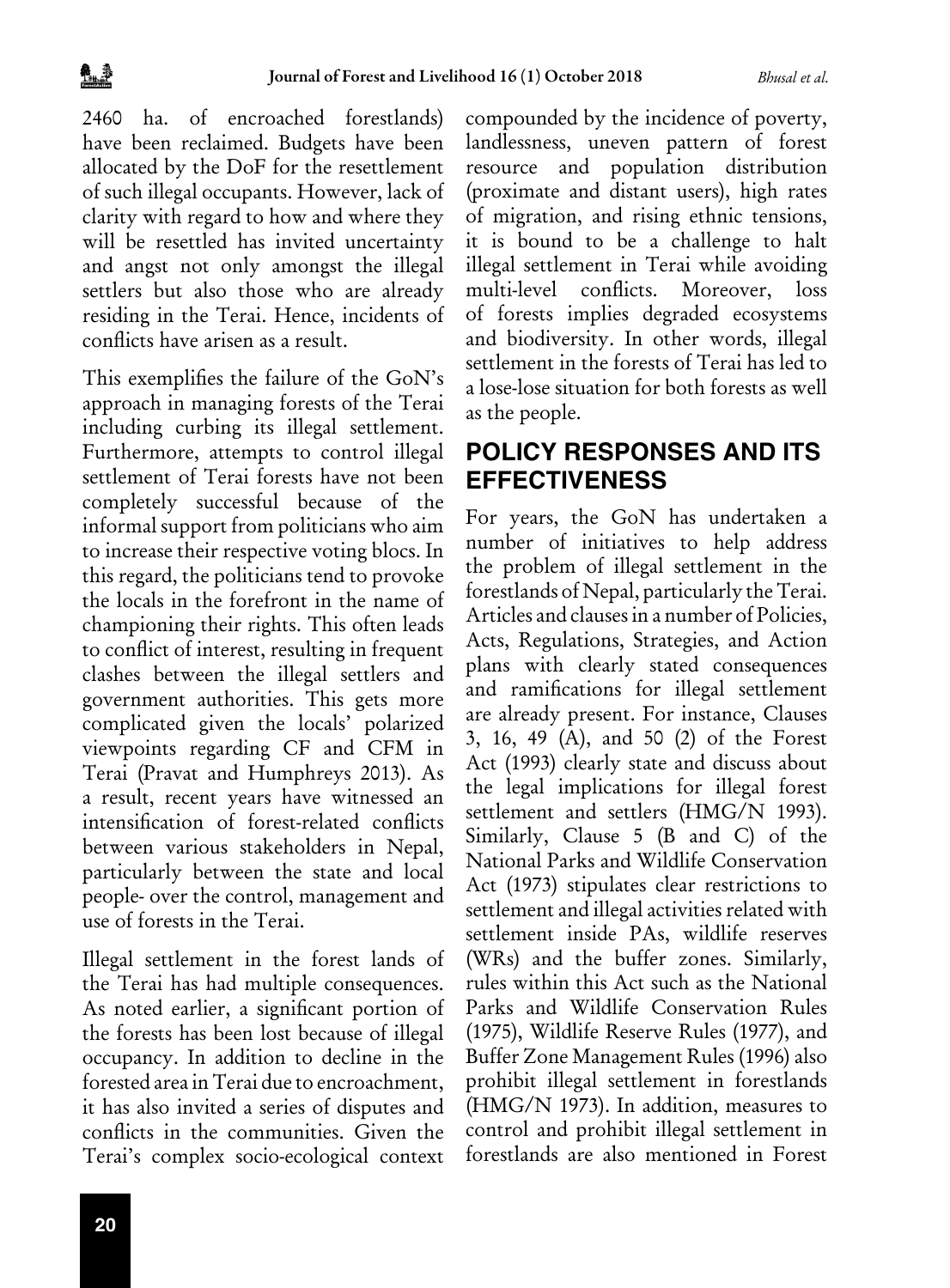2460 ha. of encroached forestlands) have been reclaimed. Budgets have been allocated by the DoF for the resettlement of such illegal occupants. However, lack of clarity with regard to how and where they will be resettled has invited uncertainty and angst not only amongst the illegal settlers but also those who are already residing in the Terai. Hence, incidents of conflicts have arisen as a result.

This exemplifies the failure of the GoN's approach in managing forests of the Terai including curbing its illegal settlement. Furthermore, attempts to control illegal settlement of Terai forests have not been completely successful because of the informal support from politicians who aim to increase their respective voting blocs. In this regard, the politicians tend to provoke the locals in the forefront in the name of championing their rights. This often leads to conflict of interest, resulting in frequent clashes between the illegal settlers and government authorities. This gets more complicated given the locals' polarized viewpoints regarding CF and CFM in Terai (Pravat and Humphreys 2013). As a result, recent years have witnessed an intensification of forest-related conflicts between various stakeholders in Nepal, particularly between the state and local people- over the control, management and use of forests in the Terai.

Illegal settlement in the forest lands of the Terai has had multiple consequences. As noted earlier, a significant portion of the forests has been lost because of illegal occupancy. In addition to decline in the forested area in Terai due to encroachment, it has also invited a series of disputes and conflicts in the communities. Given the Terai's complex socio-ecological context compounded by the incidence of poverty, landlessness, uneven pattern of forest resource and population distribution (proximate and distant users), high rates of migration, and rising ethnic tensions, it is bound to be a challenge to halt illegal settlement in Terai while avoiding multi-level conflicts. Moreover, loss of forests implies degraded ecosystems and biodiversity. In other words, illegal settlement in the forests of Terai has led to a lose-lose situation for both forests as well as the people.

## POLICY RESPONSES AND ITS EFFECTIVENESS

For years, the GoN has undertaken a number of initiatives to help address the problem of illegal settlement in the forestlands of Nepal, particularly the Terai. Articles and clauses in a number of Policies, Acts, Regulations, Strategies, and Action plans with clearly stated consequences and ramifications for illegal settlement are already present. For instance, Clauses 3, 16, 49 (A), and 50 (2) of the Forest Act (1993) clearly state and discuss about the legal implications for illegal forest settlement and settlers (HMG/N 1993). Similarly, Clause 5 (B and C) of the National Parks and Wildlife Conservation Act (1973) stipulates clear restrictions to settlement and illegal activities related with settlement inside PAs, wildlife reserves (WRs) and the buffer zones. Similarly, rules within this Act such as the National Parks and Wildlife Conservation Rules (1975), Wildlife Reserve Rules (1977), and Buffer Zone Management Rules (1996) also prohibit illegal settlement in forestlands (HMG/N 1973). In addition, measures to control and prohibit illegal settlement in forestlands are also mentioned in Forest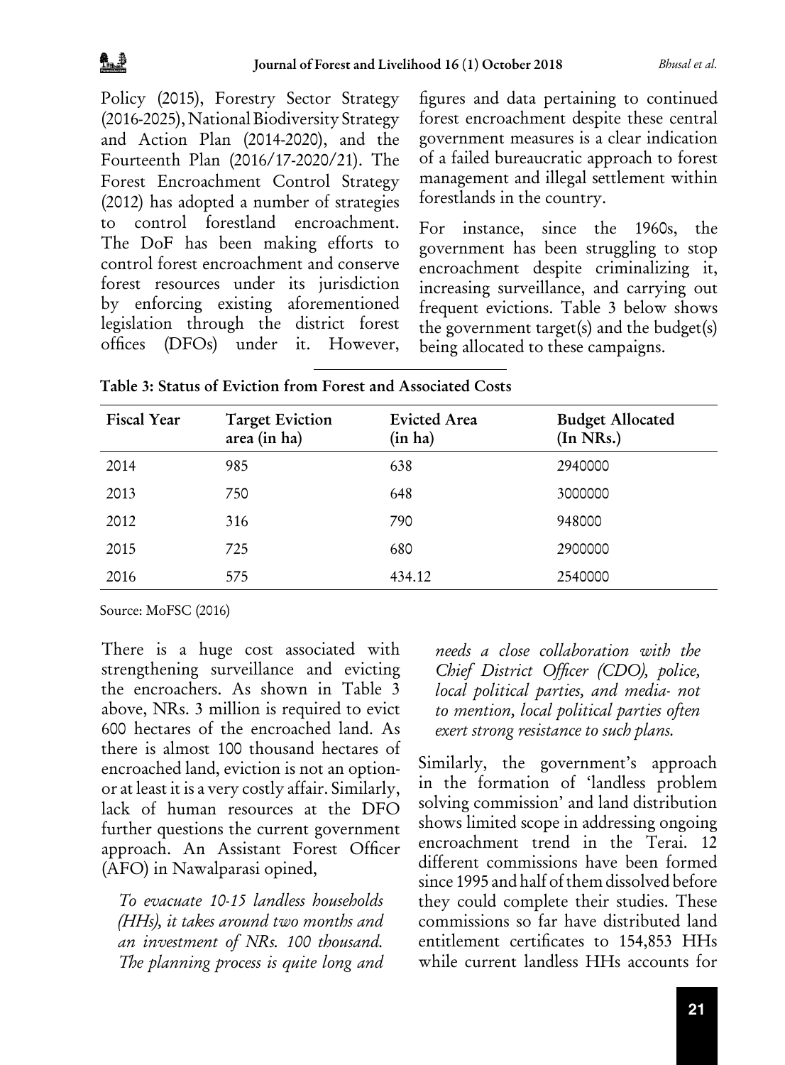Policy (2015), Forestry Sector Strategy (2016-2025), National Biodiversity Strategy and Action Plan (2014-2020), and the Fourteenth Plan (2016/17-2020/21). The Forest Encroachment Control Strategy (2012) has adopted a number of strategies to control forestland encroachment. The DoF has been making efforts to control forest encroachment and conserve forest resources under its jurisdiction by enforcing existing aforementioned legislation through the district forest offices (DFOs) under it. However, figures and data pertaining to continued forest encroachment despite these central government measures is a clear indication of a failed bureaucratic approach to forest management and illegal settlement within forestlands in the country.

For instance, since the 1960s, the government has been struggling to stop encroachment despite criminalizing it, increasing surveillance, and carrying out frequent evictions. Table 3 below shows the government target(s) and the budget(s) being allocated to these campaigns.

**Table 3: Status of Eviction from Forest and Associated Costs**

| Fiscal Year | Target Eviction area (in ha) | Evicted Area (in ha) | Budget Allocated (In NRs.) |
|---|---|---|---|
| 2014 | 985 | 638 | 2940000 |
| 2013 | 750 | 648 | 3000000 |
| 2012 | 316 | 790 | 948000 |
| 2015 | 725 | 680 | 2900000 |
| 2016 | 575 | 434.12 | 2540000 |

Source: MoFSC (2016)

There is a huge cost associated with strengthening surveillance and evicting the encroachers. As shown in Table 3 above, NRs. 3 million is required to evict 600 hectares of the encroached land. As there is almost 100 thousand hectares of encroached land, eviction is not an option-or at least it is a very costly affair. Similarly, lack of human resources at the DFO further questions the current government approach. An Assistant Forest Officer (AFO) in Nawalparasi opined,

> *To evacuate 10-15 landless households (HHs), it takes around two months and an investment of NRs. 100 thousand. The planning process is quite long and needs a close collaboration with the Chief District Officer (CDO), police, local political parties, and media- not to mention, local political parties often exert strong resistance to such plans.*

Similarly, the government's approach in the formation of 'landless problem solving commission' and land distribution shows limited scope in addressing ongoing encroachment trend in the Terai. 12 different commissions have been formed since 1995 and half of them dissolved before they could complete their studies. These commissions so far have distributed land entitlement certificates to 154,853 HHs while current landless HHs accounts for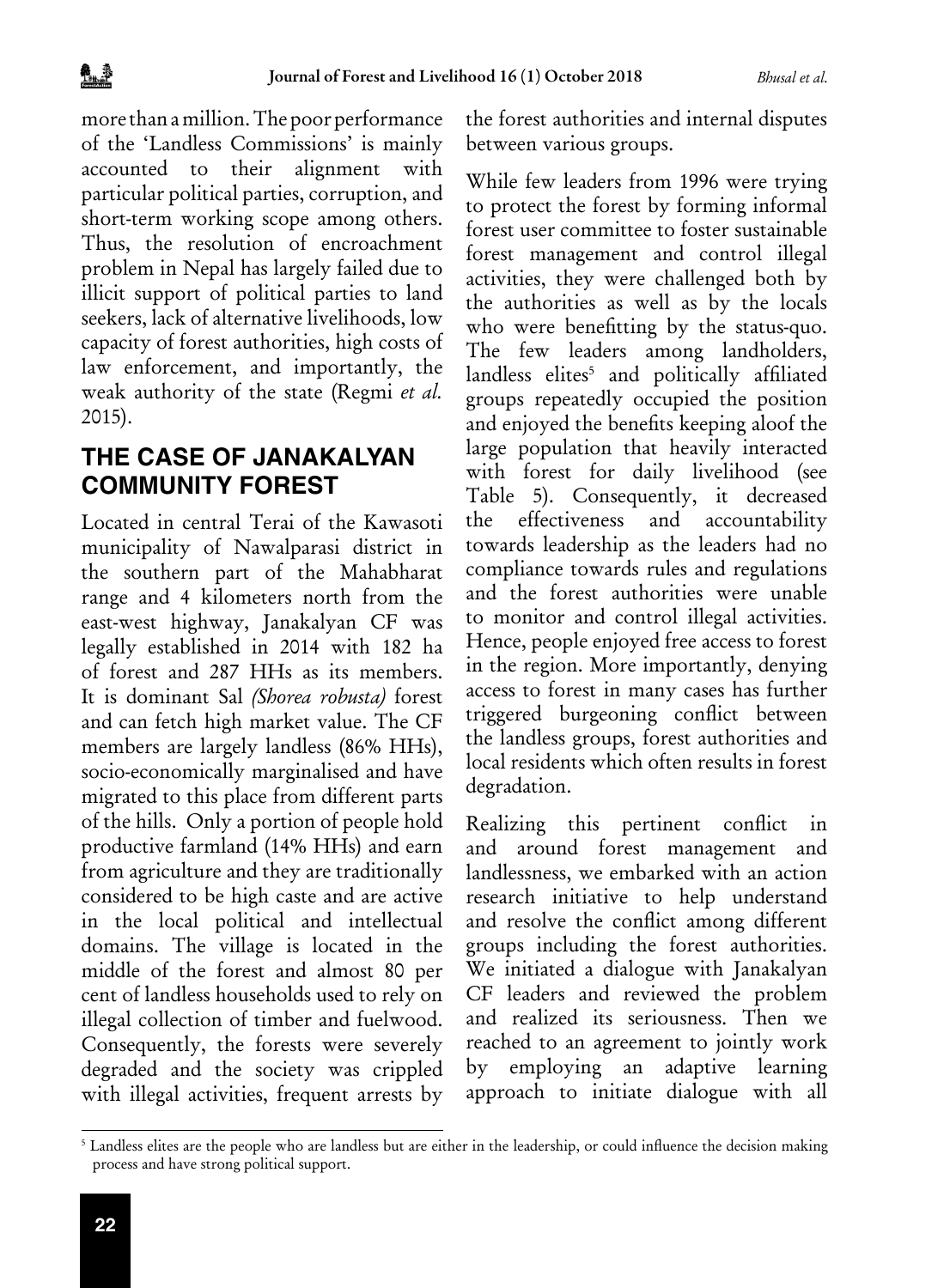more than a million. The poor performance of the 'Landless Commissions' is mainly accounted to their alignment with particular political parties, corruption, and short-term working scope among others. Thus, the resolution of encroachment problem in Nepal has largely failed due to illicit support of political parties to land seekers, lack of alternative livelihoods, low capacity of forest authorities, high costs of law enforcement, and importantly, the weak authority of the state (Regmi *et al.* 2015).

## THE CASE OF JANAKALYAN COMMUNITY FOREST

Located in central Terai of the Kawasoti municipality of Nawalparasi district in the southern part of the Mahabharat range and 4 kilometers north from the east-west highway, Janakalyan CF was legally established in 2014 with 182 ha of forest and 287 HHs as its members. It is dominant Sal *(Shorea robusta)* forest and can fetch high market value. The CF members are largely landless (86% HHs), socio-economically marginalised and have migrated to this place from different parts of the hills. Only a portion of people hold productive farmland (14% HHs) and earn from agriculture and they are traditionally considered to be high caste and are active in the local political and intellectual domains. The village is located in the middle of the forest and almost 80 per cent of landless households used to rely on illegal collection of timber and fuelwood. Consequently, the forests were severely degraded and the society was crippled with illegal activities, frequent arrests by the forest authorities and internal disputes between various groups.

While few leaders from 1996 were trying to protect the forest by forming informal forest user committee to foster sustainable forest management and control illegal activities, they were challenged both by the authorities as well as by the locals who were benefitting by the status-quo. The few leaders among landholders, landless elites[5] and politically affiliated groups repeatedly occupied the position and enjoyed the benefits keeping aloof the large population that heavily interacted with forest for daily livelihood (see Table 5). Consequently, it decreased the effectiveness and accountability towards leadership as the leaders had no compliance towards rules and regulations and the forest authorities were unable to monitor and control illegal activities. Hence, people enjoyed free access to forest in the region. More importantly, denying access to forest in many cases has further triggered burgeoning conflict between the landless groups, forest authorities and local residents which often results in forest degradation.

Realizing this pertinent conflict in and around forest management and landlessness, we embarked with an action research initiative to help understand and resolve the conflict among different groups including the forest authorities. We initiated a dialogue with Janakalyan CF leaders and reviewed the problem and realized its seriousness. Then we reached to an agreement to jointly work by employing an adaptive learning approach to initiate dialogue with all

[5] Landless elites are the people who are landless but are either in the leadership, or could influence the decision making process and have strong political support.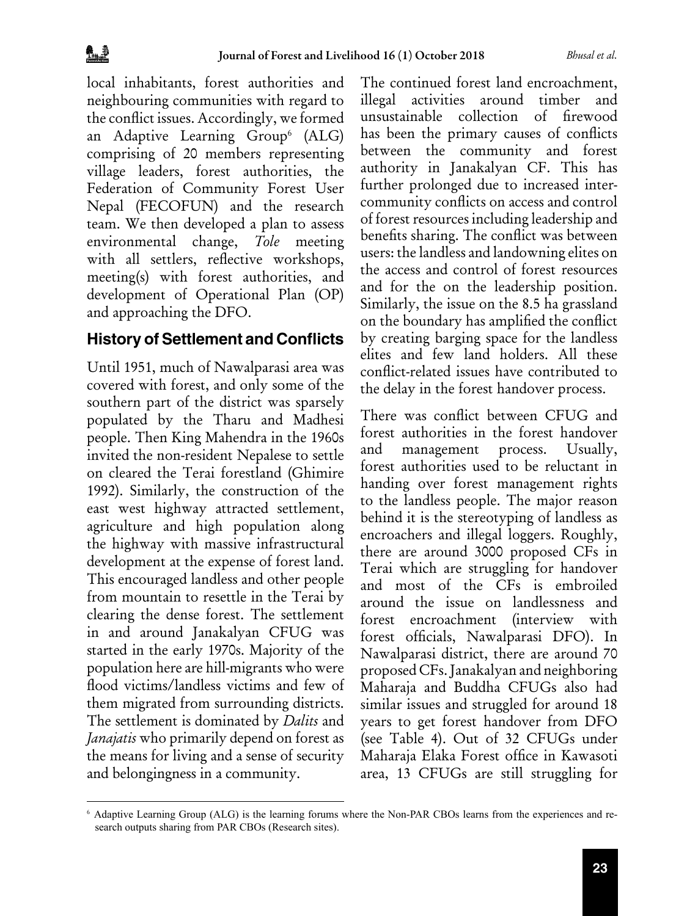local inhabitants, forest authorities and neighbouring communities with regard to the conflict issues. Accordingly, we formed an Adaptive Learning Group[6] (ALG) comprising of 20 members representing village leaders, forest authorities, the Federation of Community Forest User Nepal (FECOFUN) and the research team. We then developed a plan to assess environmental change, *Tole* meeting with all settlers, reflective workshops, meeting(s) with forest authorities, and development of Operational Plan (OP) and approaching the DFO.

## History of Settlement and Conflicts

Until 1951, much of Nawalparasi area was covered with forest, and only some of the southern part of the district was sparsely populated by the Tharu and Madhesi people. Then King Mahendra in the 1960s invited the non-resident Nepalese to settle on cleared the Terai forestland (Ghimire 1992). Similarly, the construction of the east west highway attracted settlement, agriculture and high population along the highway with massive infrastructural development at the expense of forest land. This encouraged landless and other people from mountain to resettle in the Terai by clearing the dense forest. The settlement in and around Janakalyan CFUG was started in the early 1970s. Majority of the population here are hill-migrants who were flood victims/landless victims and few of them migrated from surrounding districts. The settlement is dominated by *Dalits* and *Janajatis* who primarily depend on forest as the means for living and a sense of security and belongingness in a community.

The continued forest land encroachment, illegal activities around timber and unsustainable collection of firewood has been the primary causes of conflicts between the community and forest authority in Janakalyan CF. This has further prolonged due to increased inter-community conflicts on access and control of forest resources including leadership and benefits sharing. The conflict was between users: the landless and landowning elites on the access and control of forest resources and for the on the leadership position. Similarly, the issue on the 8.5 ha grassland on the boundary has amplified the conflict by creating barging space for the landless elites and few land holders. All these conflict-related issues have contributed to the delay in the forest handover process.

There was conflict between CFUG and forest authorities in the forest handover and management process. Usually, forest authorities used to be reluctant in handing over forest management rights to the landless people. The major reason behind it is the stereotyping of landless as encroachers and illegal loggers. Roughly, there are around 3000 proposed CFs in Terai which are struggling for handover and most of the CFs is embroiled around the issue on landlessness and forest encroachment (interview with forest officials, Nawalparasi DFO). In Nawalparasi district, there are around 70 proposed CFs. Janakalyan and neighboring Maharaja and Buddha CFUGs also had similar issues and struggled for around 18 years to get forest handover from DFO (see Table 4). Out of 32 CFUGs under Maharaja Elaka Forest office in Kawasoti area, 13 CFUGs are still struggling for

[6] Adaptive Learning Group (ALG) is the learning forums where the Non-PAR CBOs learns from the experiences and research outputs sharing from PAR CBOs (Research sites).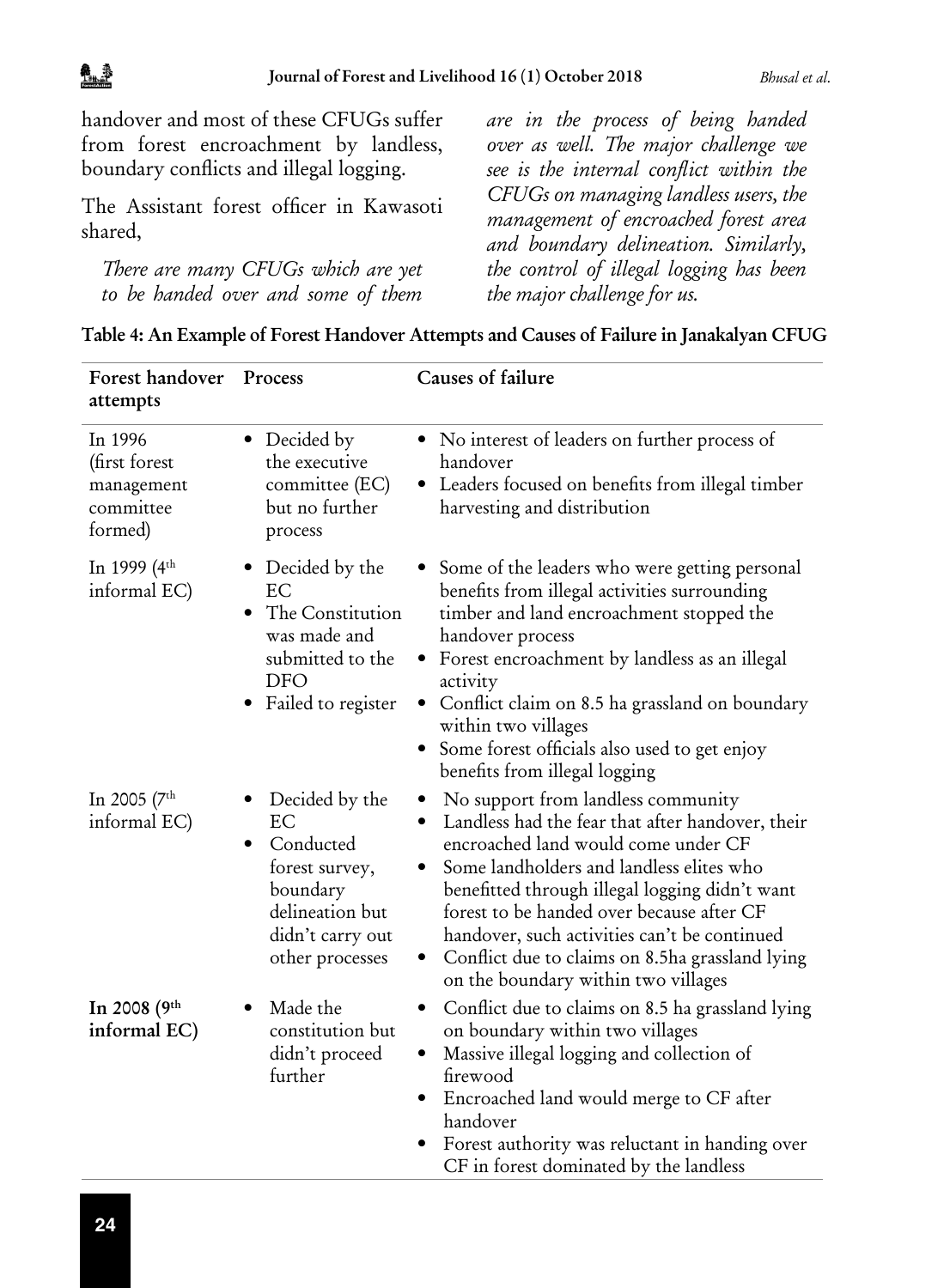handover and most of these CFUGs suffer from forest encroachment by landless, boundary conflicts and illegal logging.

The Assistant forest officer in Kawasoti shared,

> *There are many CFUGs which are yet to be handed over and some of them are in the process of being handed over as well. The major challenge we see is the internal conflict within the CFUGs on managing landless users, the management of encroached forest area and boundary delineation. Similarly, the control of illegal logging has been the major challenge for us.*

**Table 4: An Example of Forest Handover Attempts and Causes of Failure in Janakalyan CFUG**

| Forest handover attempts | Process | Causes of failure |
|---|---|---|
| In 1996 (first forest management committee formed) | • Decided by the executive committee (EC) but no further process | • No interest of leaders on further process of handover<br>• Leaders focused on benefits from illegal timber harvesting and distribution |
| In 1999 (4th informal EC) | • Decided by the EC<br>• The Constitution was made and submitted to the DFO<br>• Failed to register | • Some of the leaders who were getting personal benefits from illegal activities surrounding timber and land encroachment stopped the handover process<br>• Forest encroachment by landless as an illegal activity<br>• Conflict claim on 8.5 ha grassland on boundary within two villages<br>• Some forest officials also used to get enjoy benefits from illegal logging |
| In 2005 (7th informal EC) | • Decided by the EC<br>• Conducted forest survey, boundary delineation but didn't carry out other processes | • No support from landless community<br>• Landless had the fear that after handover, their encroached land would come under CF<br>• Some landholders and landless elites who benefitted through illegal logging didn't want forest to be handed over because after CF handover, such activities can't be continued<br>• Conflict due to claims on 8.5ha grassland lying on the boundary within two villages |
| **In 2008 (9th informal EC)** | • Made the constitution but didn't proceed further | • Conflict due to claims on 8.5 ha grassland lying on boundary within two villages<br>• Massive illegal logging and collection of firewood<br>• Encroached land would merge to CF after handover<br>• Forest authority was reluctant in handing over CF in forest dominated by the landless |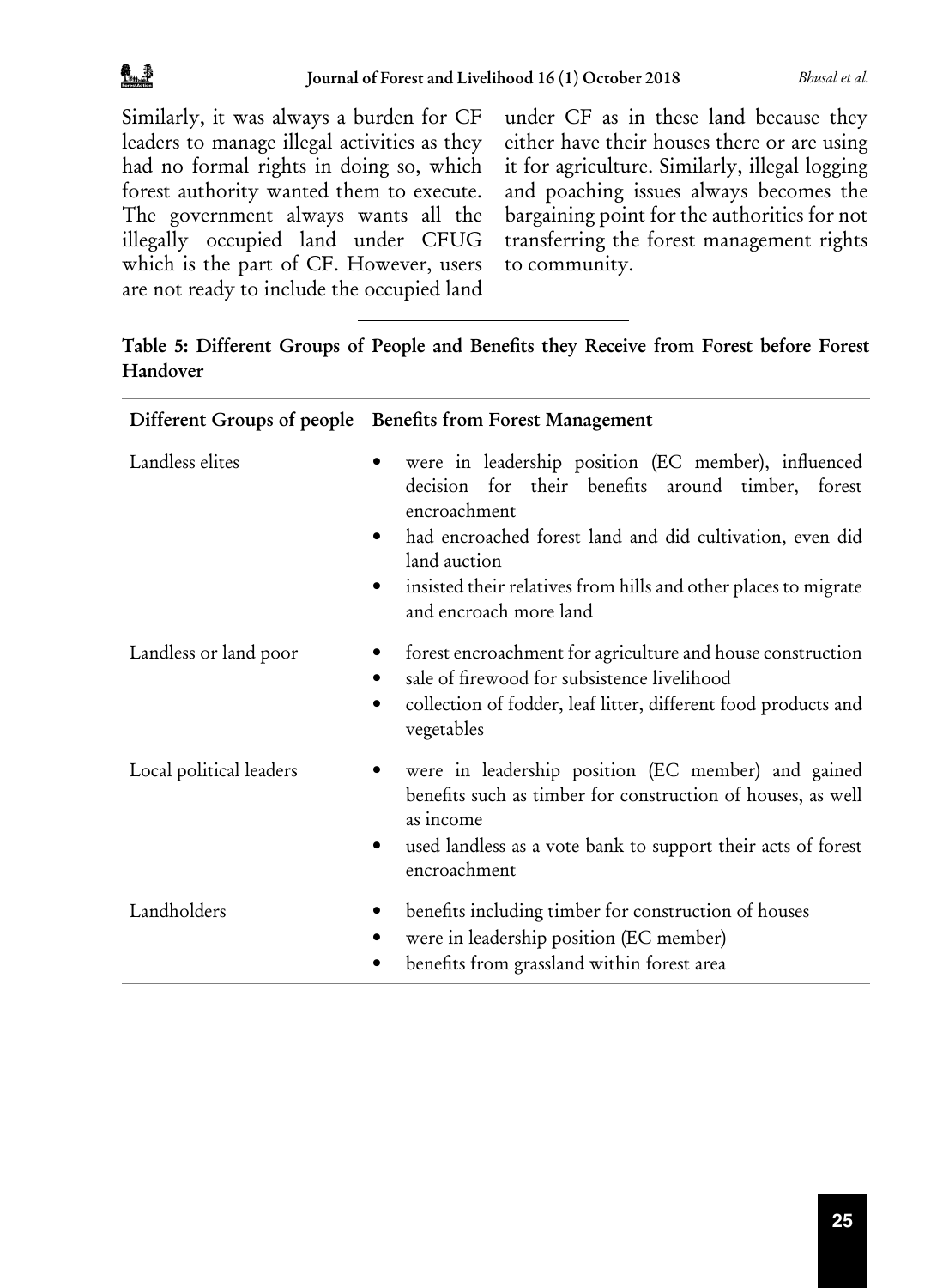Similarly, it was always a burden for CF leaders to manage illegal activities as they had no formal rights in doing so, which forest authority wanted them to execute. The government always wants all the illegally occupied land under CFUG which is the part of CF. However, users are not ready to include the occupied land under CF as in these land because they either have their houses there or are using it for agriculture. Similarly, illegal logging and poaching issues always becomes the bargaining point for the authorities for not transferring the forest management rights to community.

**Table 5: Different Groups of People and Benefits they Receive from Forest before Forest Handover**

| Different Groups of people | Benefits from Forest Management |
|---|---|
| Landless elites | • were in leadership position (EC member), influenced decision for their benefits around timber, forest encroachment<br>• had encroached forest land and did cultivation, even did land auction<br>• insisted their relatives from hills and other places to migrate and encroach more land |
| Landless or land poor | • forest encroachment for agriculture and house construction<br>• sale of firewood for subsistence livelihood<br>• collection of fodder, leaf litter, different food products and vegetables |
| Local political leaders | • were in leadership position (EC member) and gained benefits such as timber for construction of houses, as well as income<br>• used landless as a vote bank to support their acts of forest encroachment |
| Landholders | • benefits including timber for construction of houses<br>• were in leadership position (EC member)<br>• benefits from grassland within forest area |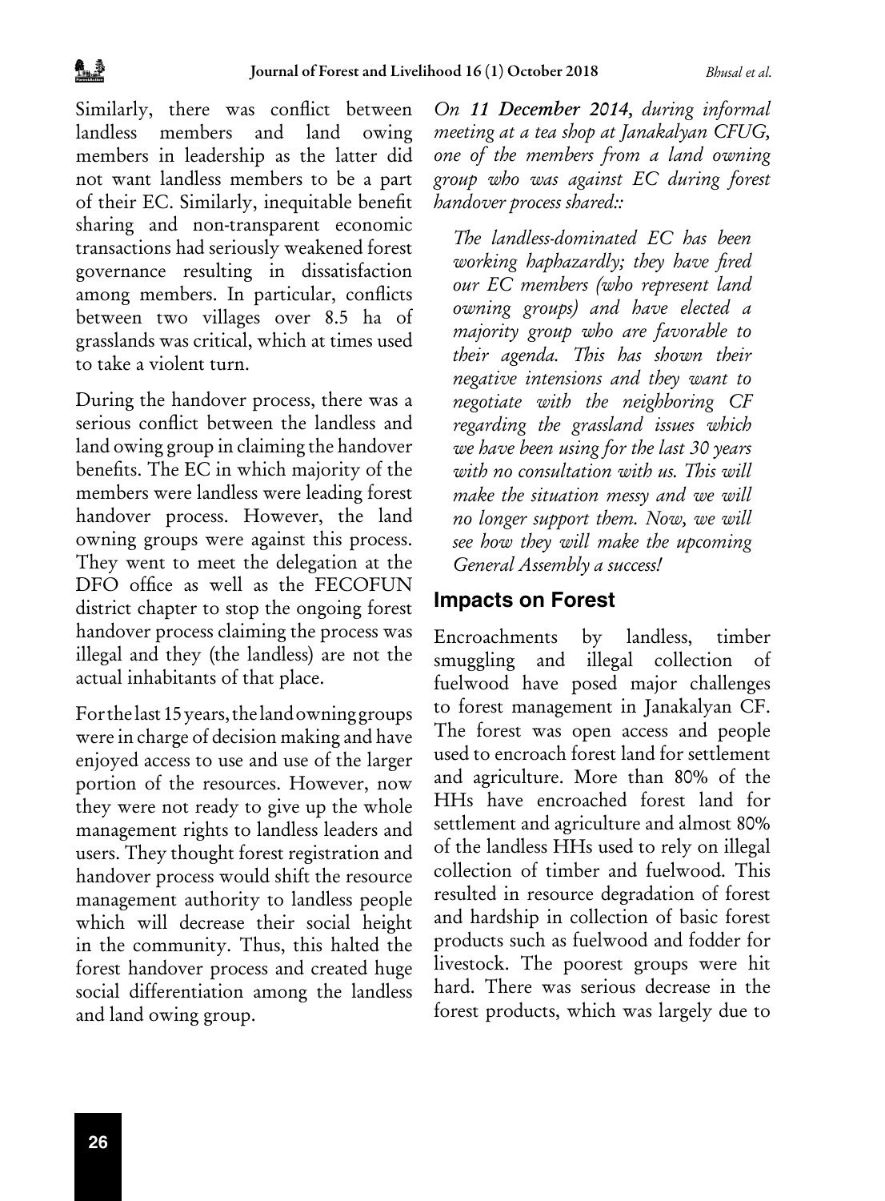Similarly, there was conflict between landless members and land owing members in leadership as the latter did not want landless members to be a part of their EC. Similarly, inequitable benefit sharing and non-transparent economic transactions had seriously weakened forest governance resulting in dissatisfaction among members. In particular, conflicts between two villages over 8.5 ha of grasslands was critical, which at times used to take a violent turn.

During the handover process, there was a serious conflict between the landless and land owing group in claiming the handover benefits. The EC in which majority of the members were landless were leading forest handover process. However, the land owning groups were against this process. They went to meet the delegation at the DFO office as well as the FECOFUN district chapter to stop the ongoing forest handover process claiming the process was illegal and they (the landless) are not the actual inhabitants of that place.

For the last 15 years, the land owning groups were in charge of decision making and have enjoyed access to use and use of the larger portion of the resources. However, now they were not ready to give up the whole management rights to landless leaders and users. They thought forest registration and handover process would shift the resource management authority to landless people which will decrease their social height in the community. Thus, this halted the forest handover process and created huge social differentiation among the landless and land owing group.

*On **11 December 2014**, during informal meeting at a tea shop at Janakalyan CFUG, one of the members from a land owning group who was against EC during forest handover process shared::*

> *The landless-dominated EC has been working haphazardly; they have fired our EC members (who represent land owning groups) and have elected a majority group who are favorable to their agenda. This has shown their negative intensions and they want to negotiate with the neighboring CF regarding the grassland issues which we have been using for the last 30 years with no consultation with us. This will make the situation messy and we will no longer support them. Now, we will see how they will make the upcoming General Assembly a success!*

## Impacts on Forest

Encroachments by landless, timber smuggling and illegal collection of fuelwood have posed major challenges to forest management in Janakalyan CF. The forest was open access and people used to encroach forest land for settlement and agriculture. More than 80% of the HHs have encroached forest land for settlement and agriculture and almost 80% of the landless HHs used to rely on illegal collection of timber and fuelwood. This resulted in resource degradation of forest and hardship in collection of basic forest products such as fuelwood and fodder for livestock. The poorest groups were hit hard. There was serious decrease in the forest products, which was largely due to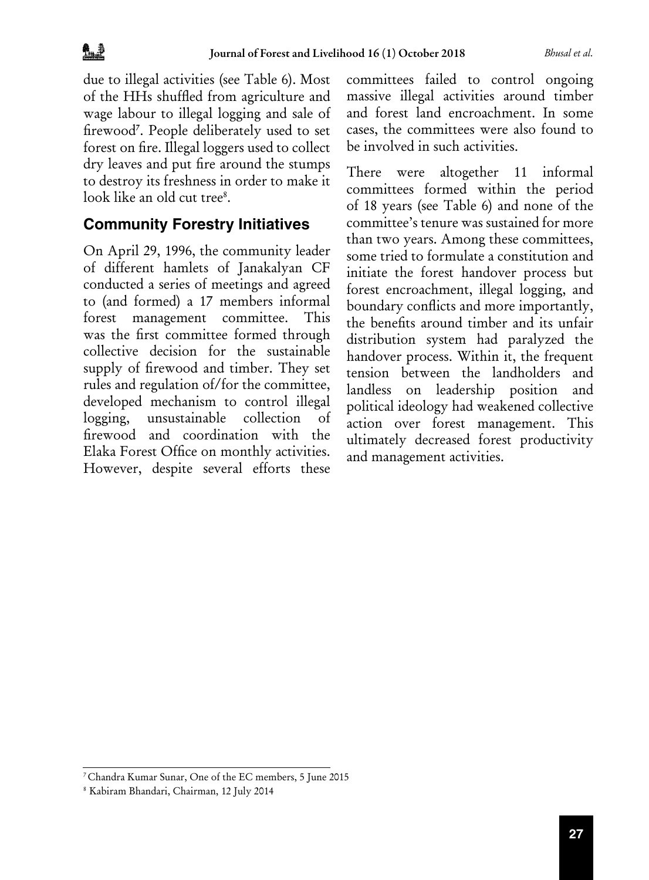due to illegal activities (see Table 6). Most of the HHs shuffled from agriculture and wage labour to illegal logging and sale of firewood[7]. People deliberately used to set forest on fire. Illegal loggers used to collect dry leaves and put fire around the stumps to destroy its freshness in order to make it look like an old cut tree[8].

## Community Forestry Initiatives

On April 29, 1996, the community leader of different hamlets of Janakalyan CF conducted a series of meetings and agreed to (and formed) a 17 members informal forest management committee. This was the first committee formed through collective decision for the sustainable supply of firewood and timber. They set rules and regulation of/for the committee, developed mechanism to control illegal logging, unsustainable collection of firewood and coordination with the Elaka Forest Office on monthly activities. However, despite several efforts these committees failed to control ongoing massive illegal activities around timber and forest land encroachment. In some cases, the committees were also found to be involved in such activities.

There were altogether 11 informal committees formed within the period of 18 years (see Table 6) and none of the committee's tenure was sustained for more than two years. Among these committees, some tried to formulate a constitution and initiate the forest handover process but forest encroachment, illegal logging, and boundary conflicts and more importantly, the benefits around timber and its unfair distribution system had paralyzed the handover process. Within it, the frequent tension between the landholders and landless on leadership position and political ideology had weakened collective action over forest management. This ultimately decreased forest productivity and management activities.

[7] Chandra Kumar Sunar, One of the EC members, 5 June 2015

[8] Kabiram Bhandari, Chairman, 12 July 2014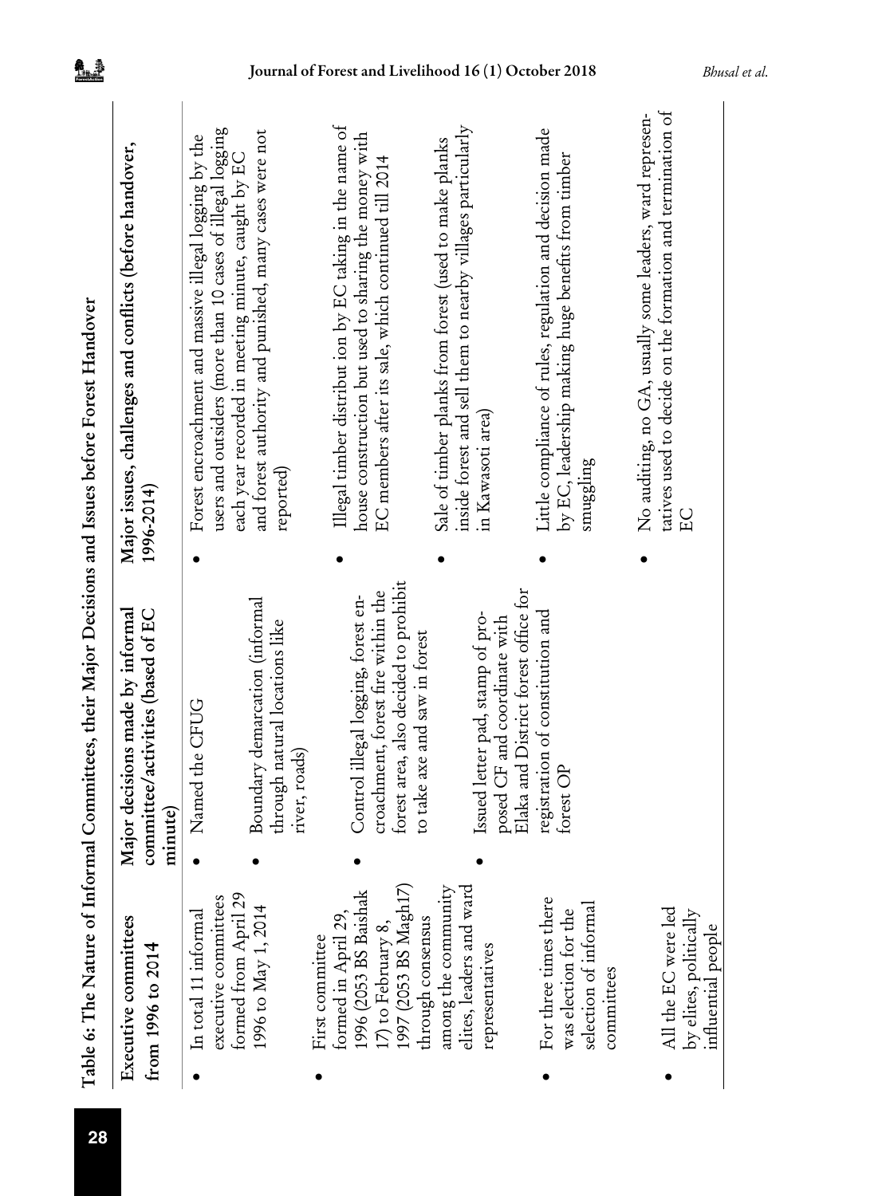**Table 6: The Nature of Informal Committees, their Major Decisions and Issues before Forest Handover**

| Executive committees from 1996 to 2014 | Major decisions made by informal committee/activities (based of EC minute) | Major issues, challenges and conflicts (before handover, 1996-2014) |
|---|---|---|
| • In total 11 informal executive committees formed from April 29 1996 to May 1, 2014<br>• First committee formed in April 29, 1996 (2053 BS Baishak 17) to February 8, 1997 (2053 BS Magh17) through consensus among the community elites, leaders and ward representatives<br>• For three times there was election for the selection of informal committees<br>• All the EC were led by elites, politically influential people | • Named the CFUG<br>• Boundary demarcation (informal through natural locations like river, roads)<br>• Control illegal logging, forest encroachment, forest fire within the forest area, also decided to prohibit to take axe and saw in forest<br>• Issued letter pad, stamp of proposed CF and coordinate with Elaka and District forest office for registration of constitution and forest OP | • Forest encroachment and massive illegal logging by the users and outsiders (more than 10 cases of illegal logging each year recorded in meeting minute, caught by EC and forest authority and punished, many cases were not reported)<br>• Illegal timber distribut ion by EC taking in the name of house construction but used to sharing the money with EC members after its sale, which continued till 2014<br>• Sale of timber planks from forest (used to make planks inside forest and sell them to nearby villages particularly in Kawasoti area)<br>• Little compliance of rules, regulation and decision made by EC, leadership making huge benefits from timber smuggling<br>• No auditing, no GA, usually some leaders, ward representatives used to decide on the formation and termination of EC |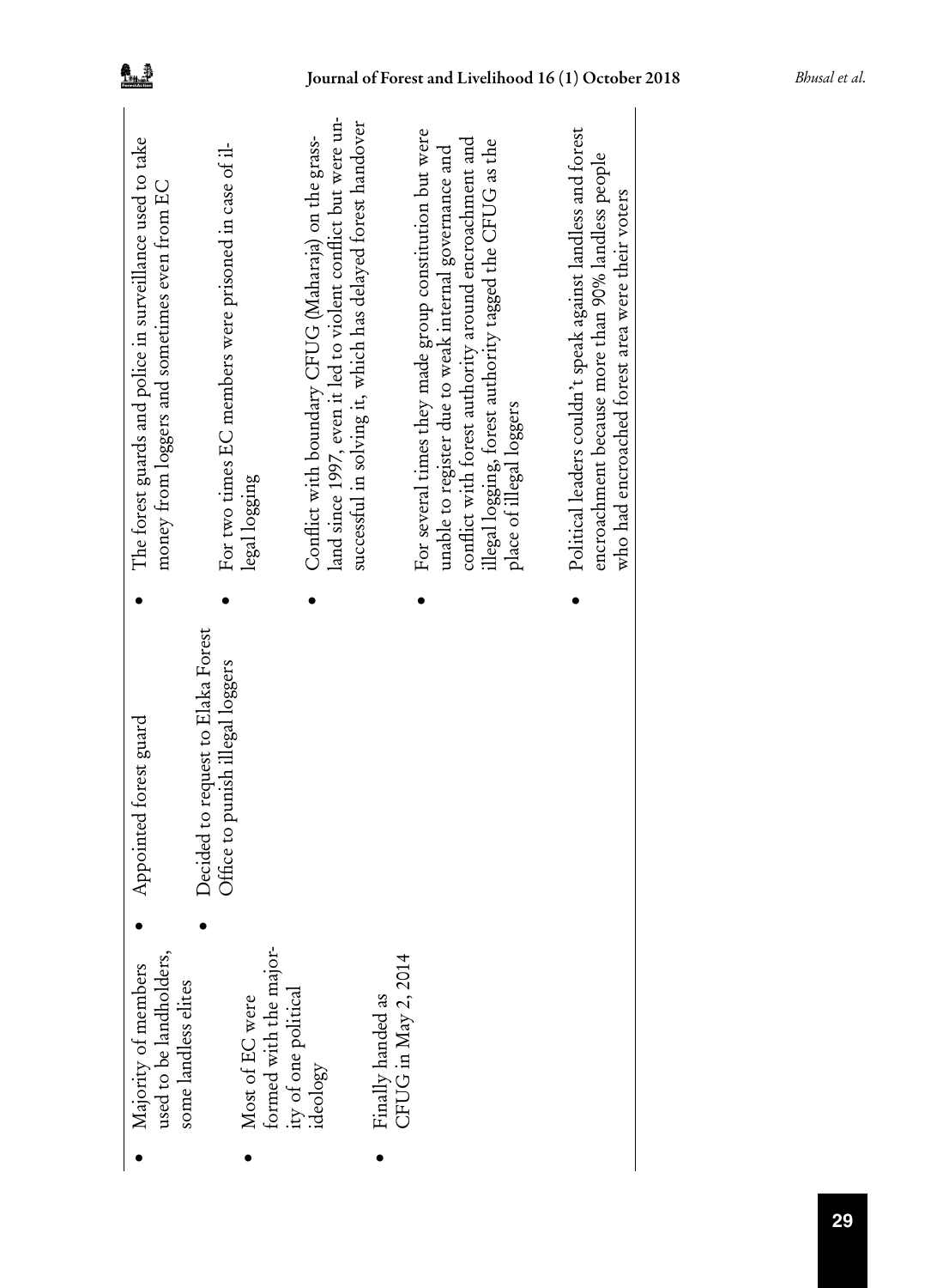| | | |
|---|---|---|
| • Majority of members used to be landholders, some landless elites<br>• Most of EC were formed with the majority of one political ideology<br>• Finally handed as CFUG in May 2, 2014 | • Appointed forest guard<br>• Decided to request to Elaka Forest Office to punish illegal loggers | • The forest guards and police in surveillance used to take money from loggers and sometimes even from EC<br>• For two times EC members were prisoned in case of illegal logging<br>• Conflict with boundary CFUG (Maharaja) on the grassland since 1997, even it led to violent conflict but were unsuccessful in solving it, which has delayed forest handover<br>• For several times they made group constitution but were unable to register due to weak internal governance and conflict with forest authority around encroachment and illegal logging, forest authority tagged the CFUG as the place of illegal loggers<br>• Political leaders couldn't speak against landless and forest encroachment because more than 90% landless people who had encroached forest area were their voters |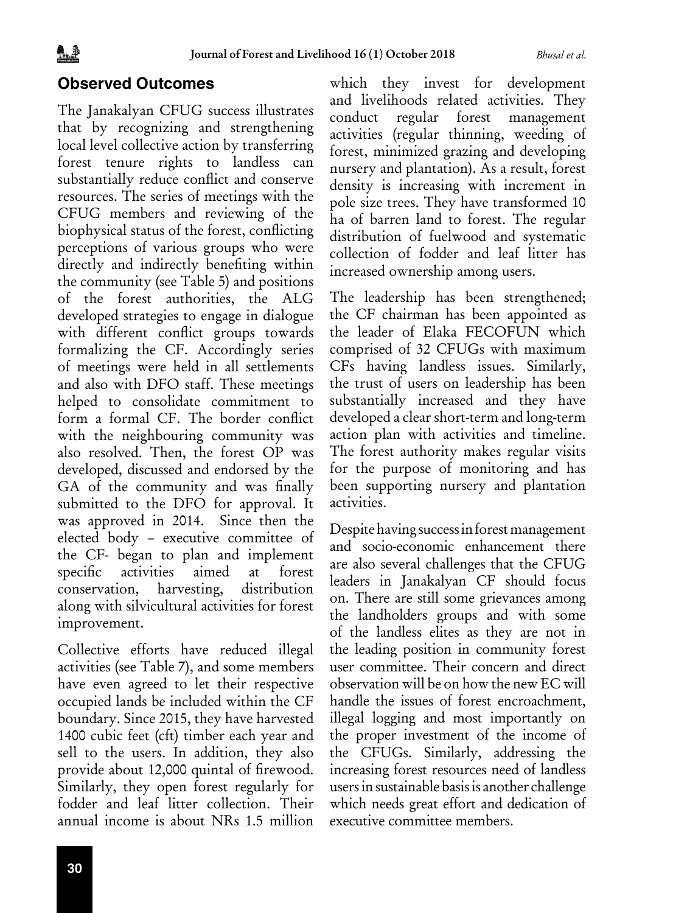## Observed Outcomes

The Janakalyan CFUG success illustrates that by recognizing and strengthening local level collective action by transferring forest tenure rights to landless can substantially reduce conflict and conserve resources. The series of meetings with the CFUG members and reviewing of the biophysical status of the forest, conflicting perceptions of various groups who were directly and indirectly benefiting within the community (see Table 5) and positions of the forest authorities, the ALG developed strategies to engage in dialogue with different conflict groups towards formalizing the CF. Accordingly series of meetings were held in all settlements and also with DFO staff. These meetings helped to consolidate commitment to form a formal CF. The border conflict with the neighbouring community was also resolved. Then, the forest OP was developed, discussed and endorsed by the GA of the community and was finally submitted to the DFO for approval. It was approved in 2014. Since then the elected body – executive committee of the CF- began to plan and implement specific activities aimed at forest conservation, harvesting, distribution along with silvicultural activities for forest improvement.

Collective efforts have reduced illegal activities (see Table 7), and some members have even agreed to let their respective occupied lands be included within the CF boundary. Since 2015, they have harvested 1400 cubic feet (cft) timber each year and sell to the users. In addition, they also provide about 12,000 quintal of firewood. Similarly, they open forest regularly for fodder and leaf litter collection. Their annual income is about NRs 1.5 million which they invest for development and livelihoods related activities. They conduct regular forest management activities (regular thinning, weeding of forest, minimized grazing and developing nursery and plantation). As a result, forest density is increasing with increment in pole size trees. They have transformed 10 ha of barren land to forest. The regular distribution of fuelwood and systematic collection of fodder and leaf litter has increased ownership among users.

The leadership has been strengthened; the CF chairman has been appointed as the leader of Elaka FECOFUN which comprised of 32 CFUGs with maximum CFs having landless issues. Similarly, the trust of users on leadership has been substantially increased and they have developed a clear short-term and long-term action plan with activities and timeline. The forest authority makes regular visits for the purpose of monitoring and has been supporting nursery and plantation activities.

Despite having success in forest management and socio-economic enhancement there are also several challenges that the CFUG leaders in Janakalyan CF should focus on. There are still some grievances among the landholders groups and with some of the landless elites as they are not in the leading position in community forest user committee. Their concern and direct observation will be on how the new EC will handle the issues of forest encroachment, illegal logging and most importantly on the proper investment of the income of the CFUGs. Similarly, addressing the increasing forest resources need of landless users in sustainable basis is another challenge which needs great effort and dedication of executive committee members.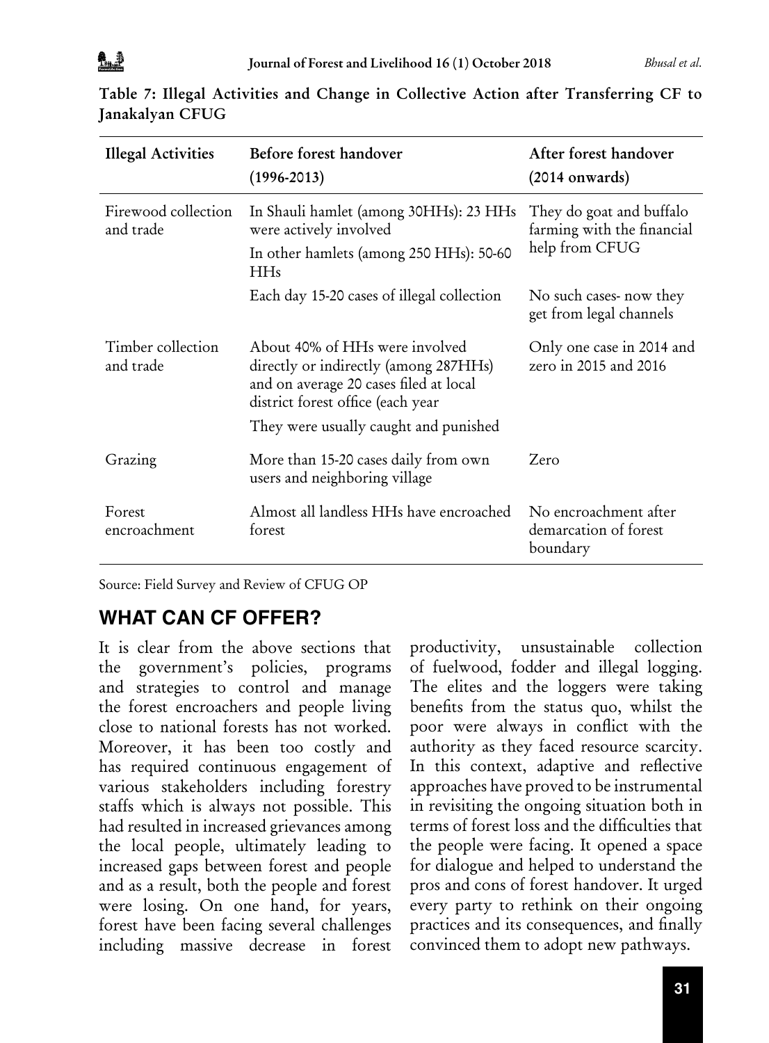**Table 7: Illegal Activities and Change in Collective Action after Transferring CF to Janakalyan CFUG**

| Illegal Activities | Before forest handover (1996-2013) | After forest handover (2014 onwards) |
|---|---|---|
| Firewood collection and trade | In Shauli hamlet (among 30HHs): 23 HHs were actively involved<br>In other hamlets (among 250 HHs): 50-60 HHs | They do goat and buffalo farming with the financial help from CFUG |
| | Each day 15-20 cases of illegal collection | No such cases- now they get from legal channels |
| Timber collection and trade | About 40% of HHs were involved directly or indirectly (among 287HHs) and on average 20 cases filed at local district forest office (each year<br>They were usually caught and punished | Only one case in 2014 and zero in 2015 and 2016 |
| Grazing | More than 15-20 cases daily from own users and neighboring village | Zero |
| Forest encroachment | Almost all landless HHs have encroached forest | No encroachment after demarcation of forest boundary |

Source: Field Survey and Review of CFUG OP

## WHAT CAN CF OFFER?

It is clear from the above sections that the government's policies, programs and strategies to control and manage the forest encroachers and people living close to national forests has not worked. Moreover, it has been too costly and has required continuous engagement of various stakeholders including forestry staffs which is always not possible. This had resulted in increased grievances among the local people, ultimately leading to increased gaps between forest and people and as a result, both the people and forest were losing. On one hand, for years, forest have been facing several challenges including massive decrease in forest productivity, unsustainable collection of fuelwood, fodder and illegal logging. The elites and the loggers were taking benefits from the status quo, whilst the poor were always in conflict with the authority as they faced resource scarcity. In this context, adaptive and reflective approaches have proved to be instrumental in revisiting the ongoing situation both in terms of forest loss and the difficulties that the people were facing. It opened a space for dialogue and helped to understand the pros and cons of forest handover. It urged every party to rethink on their ongoing practices and its consequences, and finally convinced them to adopt new pathways.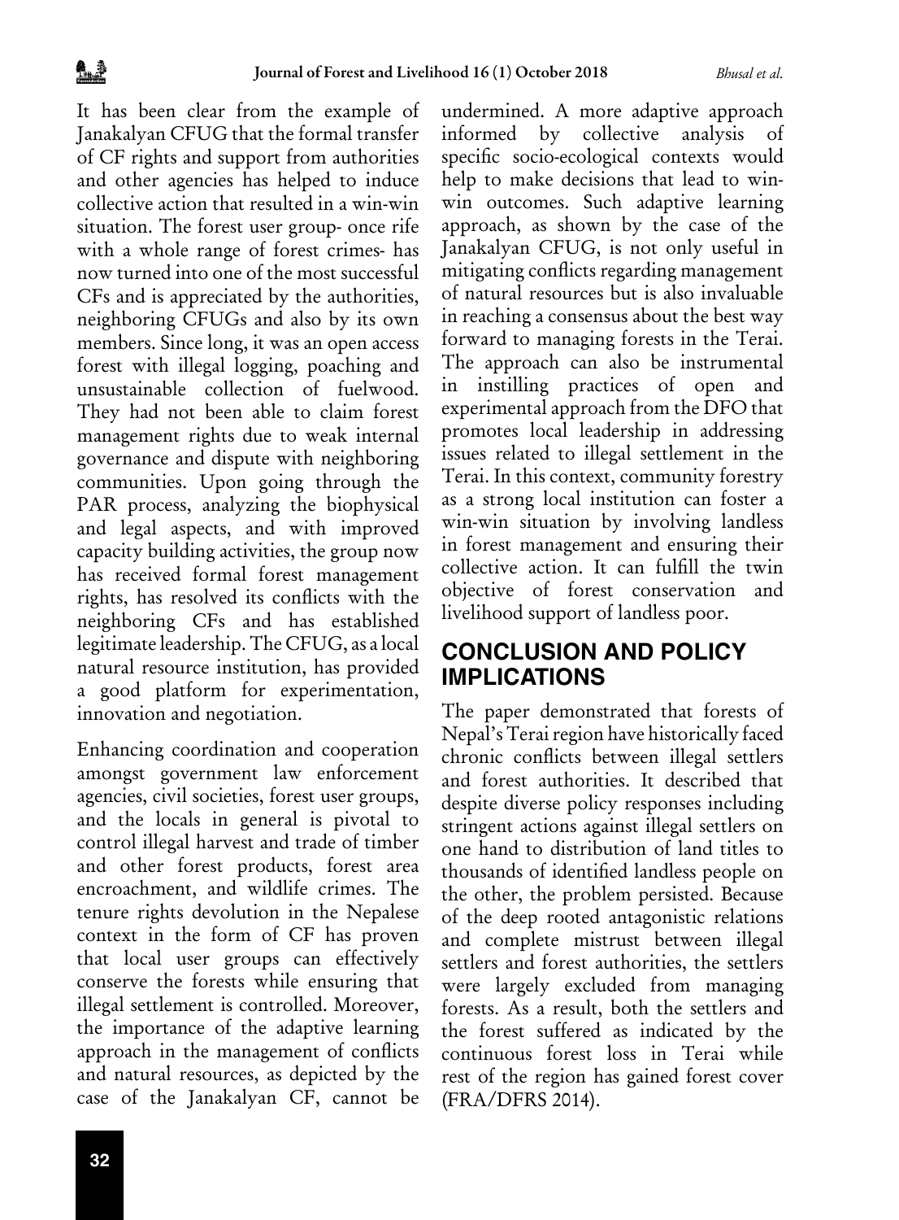It has been clear from the example of Janakalyan CFUG that the formal transfer of CF rights and support from authorities and other agencies has helped to induce collective action that resulted in a win-win situation. The forest user group- once rife with a whole range of forest crimes- has now turned into one of the most successful CFs and is appreciated by the authorities, neighboring CFUGs and also by its own members. Since long, it was an open access forest with illegal logging, poaching and unsustainable collection of fuelwood. They had not been able to claim forest management rights due to weak internal governance and dispute with neighboring communities. Upon going through the PAR process, analyzing the biophysical and legal aspects, and with improved capacity building activities, the group now has received formal forest management rights, has resolved its conflicts with the neighboring CFs and has established legitimate leadership. The CFUG, as a local natural resource institution, has provided a good platform for experimentation, innovation and negotiation.

Enhancing coordination and cooperation amongst government law enforcement agencies, civil societies, forest user groups, and the locals in general is pivotal to control illegal harvest and trade of timber and other forest products, forest area encroachment, and wildlife crimes. The tenure rights devolution in the Nepalese context in the form of CF has proven that local user groups can effectively conserve the forests while ensuring that illegal settlement is controlled. Moreover, the importance of the adaptive learning approach in the management of conflicts and natural resources, as depicted by the case of the Janakalyan CF, cannot be undermined. A more adaptive approach informed by collective analysis of specific socio-ecological contexts would help to make decisions that lead to win-win outcomes. Such adaptive learning approach, as shown by the case of the Janakalyan CFUG, is not only useful in mitigating conflicts regarding management of natural resources but is also invaluable in reaching a consensus about the best way forward to managing forests in the Terai. The approach can also be instrumental in instilling practices of open and experimental approach from the DFO that promotes local leadership in addressing issues related to illegal settlement in the Terai. In this context, community forestry as a strong local institution can foster a win-win situation by involving landless in forest management and ensuring their collective action. It can fulfill the twin objective of forest conservation and livelihood support of landless poor.

## CONCLUSION AND POLICY IMPLICATIONS

The paper demonstrated that forests of Nepal's Terai region have historically faced chronic conflicts between illegal settlers and forest authorities. It described that despite diverse policy responses including stringent actions against illegal settlers on one hand to distribution of land titles to thousands of identified landless people on the other, the problem persisted. Because of the deep rooted antagonistic relations and complete mistrust between illegal settlers and forest authorities, the settlers were largely excluded from managing forests. As a result, both the settlers and the forest suffered as indicated by the continuous forest loss in Terai while rest of the region has gained forest cover (FRA/DFRS 2014).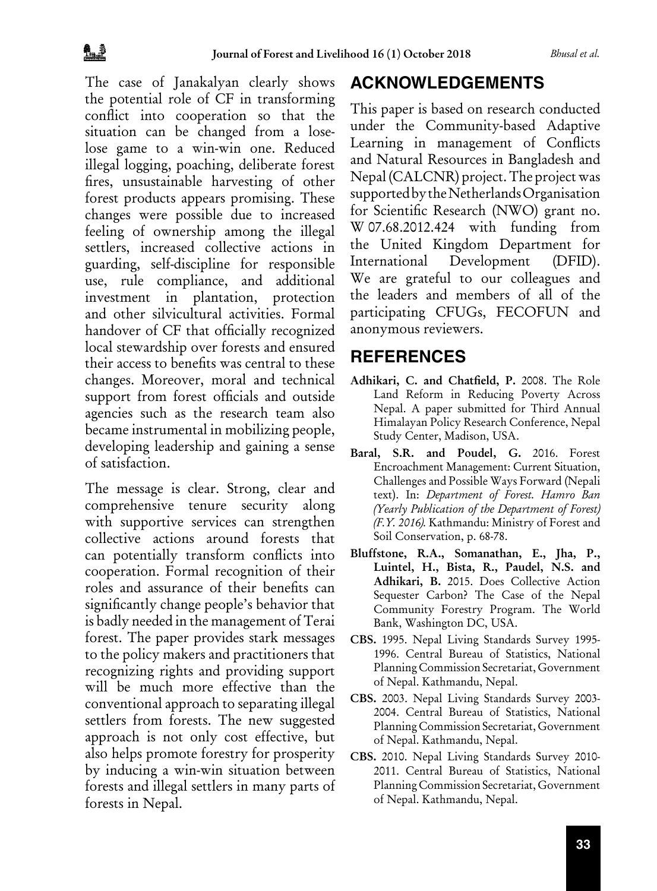The case of Janakalyan clearly shows the potential role of CF in transforming conflict into cooperation so that the situation can be changed from a lose-lose game to a win-win one. Reduced illegal logging, poaching, deliberate forest fires, unsustainable harvesting of other forest products appears promising. These changes were possible due to increased feeling of ownership among the illegal settlers, increased collective actions in guarding, self-discipline for responsible use, rule compliance, and additional investment in plantation, protection and other silvicultural activities. Formal handover of CF that officially recognized local stewardship over forests and ensured their access to benefits was central to these changes. Moreover, moral and technical support from forest officials and outside agencies such as the research team also became instrumental in mobilizing people, developing leadership and gaining a sense of satisfaction.

The message is clear. Strong, clear and comprehensive tenure security along with supportive services can strengthen collective actions around forests that can potentially transform conflicts into cooperation. Formal recognition of their roles and assurance of their benefits can significantly change people's behavior that is badly needed in the management of Terai forest. The paper provides stark messages to the policy makers and practitioners that recognizing rights and providing support will be much more effective than the conventional approach to separating illegal settlers from forests. The new suggested approach is not only cost effective, but also helps promote forestry for prosperity by inducing a win-win situation between forests and illegal settlers in many parts of forests in Nepal.

## ACKNOWLEDGEMENTS

This paper is based on research conducted under the Community-based Adaptive Learning in management of Conflicts and Natural Resources in Bangladesh and Nepal (CALCNR) project. The project was supported by the Netherlands Organisation for Scientific Research (NWO) grant no. W 07.68.2012.424 with funding from the United Kingdom Department for International Development (DFID). We are grateful to our colleagues and the leaders and members of all of the participating CFUGs, FECOFUN and anonymous reviewers.

## REFERENCES

**Adhikari, C. and Chatfield, P.** 2008. The Role Land Reform in Reducing Poverty Across Nepal. A paper submitted for Third Annual Himalayan Policy Research Conference, Nepal Study Center, Madison, USA.

**Baral, S.R. and Poudel, G.** 2016. Forest Encroachment Management: Current Situation, Challenges and Possible Ways Forward (Nepali text). In: *Department of Forest. Hamro Ban (Yearly Publication of the Department of Forest) (F.Y. 2016).* Kathmandu: Ministry of Forest and Soil Conservation, p. 68-78.

**Bluffstone, R.A., Somanathan, E., Jha, P., Luintel, H., Bista, R., Paudel, N.S. and Adhikari, B.** 2015. Does Collective Action Sequester Carbon? The Case of the Nepal Community Forestry Program. The World Bank, Washington DC, USA.

**CBS.** 1995. Nepal Living Standards Survey 1995-1996. Central Bureau of Statistics, National Planning Commission Secretariat, Government of Nepal. Kathmandu, Nepal.

**CBS.** 2003. Nepal Living Standards Survey 2003-2004. Central Bureau of Statistics, National Planning Commission Secretariat, Government of Nepal. Kathmandu, Nepal.

**CBS.** 2010. Nepal Living Standards Survey 2010-2011. Central Bureau of Statistics, National Planning Commission Secretariat, Government of Nepal. Kathmandu, Nepal.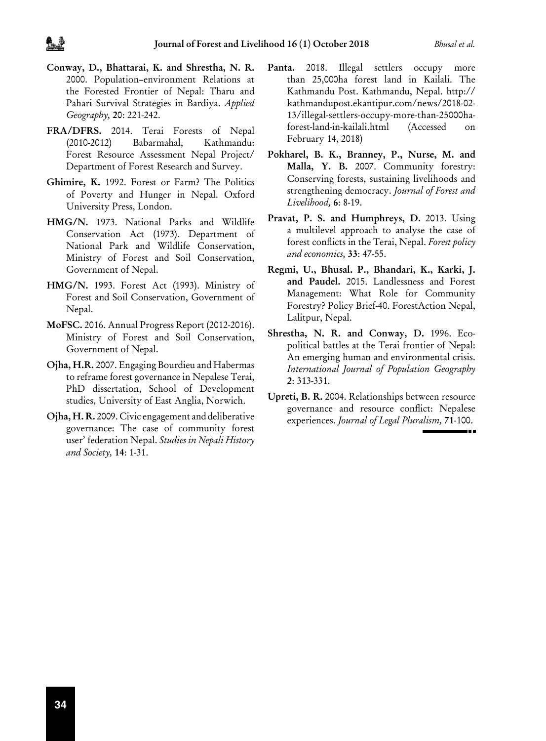**Conway, D., Bhattarai, K. and Shrestha, N. R.** 2000. Population–environment Relations at the Forested Frontier of Nepal: Tharu and Pahari Survival Strategies in Bardiya. *Applied Geography,* **20**: 221-242.

**FRA/DFRS.** 2014. Terai Forests of Nepal (2010-2012) Babarmahal, Kathmandu: Forest Resource Assessment Nepal Project/ Department of Forest Research and Survey.

**Ghimire, K.** 1992. Forest or Farm? The Politics of Poverty and Hunger in Nepal. Oxford University Press, London.

**HMG/N.** 1973. National Parks and Wildlife Conservation Act (1973). Department of National Park and Wildlife Conservation, Ministry of Forest and Soil Conservation, Government of Nepal.

**HMG/N.** 1993. Forest Act (1993). Ministry of Forest and Soil Conservation, Government of Nepal.

**MoFSC.** 2016. Annual Progress Report (2012-2016). Ministry of Forest and Soil Conservation, Government of Nepal.

**Ojha, H.R.** 2007. Engaging Bourdieu and Habermas to reframe forest governance in Nepalese Terai, PhD dissertation, School of Development studies, University of East Anglia, Norwich.

**Ojha, H. R.** 2009. Civic engagement and deliberative governance: The case of community forest user' federation Nepal. *Studies in Nepali History and Society,* **14**: 1-31.

**Panta.** 2018. Illegal settlers occupy more than 25,000ha forest land in Kailali. The Kathmandu Post. Kathmandu, Nepal. http://kathmandupost.ekantipur.com/news/2018-02-13/illegal-settlers-occupy-more-than-25000ha-forest-land-in-kailali.html (Accessed on February 14, 2018)

**Pokharel, B. K., Branney, P., Nurse, M. and Malla, Y. B.** 2007. Community forestry: Conserving forests, sustaining livelihoods and strengthening democracy. *Journal of Forest and Livelihood,* **6**: 8-19.

**Pravat, P. S. and Humphreys, D.** 2013. Using a multilevel approach to analyse the case of forest conflicts in the Terai, Nepal. *Forest policy and economics,* **33**: 47-55.

**Regmi, U., Bhusal. P., Bhandari, K., Karki, J. and Paudel.** 2015. Landlessness and Forest Management: What Role for Community Forestry? Policy Brief-40. ForestAction Nepal, Lalitpur, Nepal.

**Shrestha, N. R. and Conway, D.** 1996. Eco-political battles at the Terai frontier of Nepal: An emerging human and environmental crisis. *International Journal of Population Geography* **2**: 313-331.

**Upreti, B. R.** 2004. Relationships between resource governance and resource conflict: Nepalese experiences. *Journal of Legal Pluralism,* **71**-100.